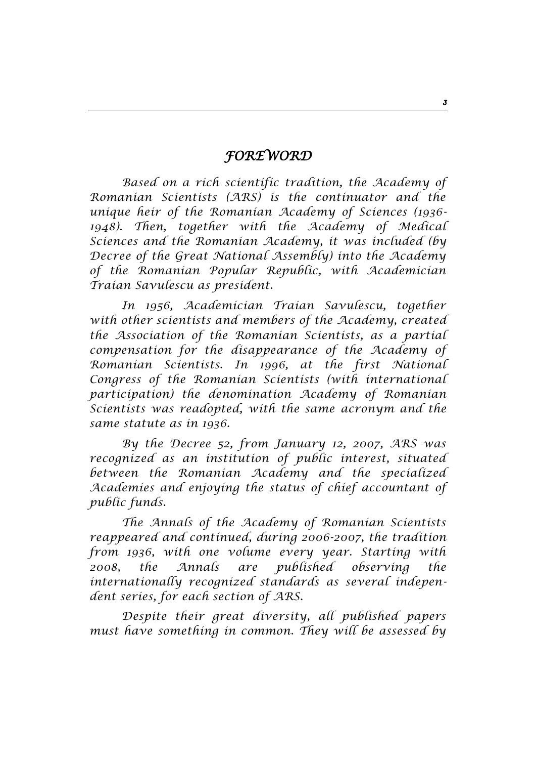# FOREWORD

*Based on a rich scientific tradition, the Academy of Romanian Scientists (ARS) is the continuator and the unique heir of the Romanian Academy of Sciences (1936-1948). Then, together with the Academy of Medical Sciences and the Romanian Academy, it was included (by Decree of the Great National Assembly) into the Academy of the Romanian Popular Republic, with Academician Traian Savulescu as president.*

*In 1956, Academician Traian Savulescu, together with other scientists and members of the Academy, created the Association of the Romanian Scientists, as a partial compensation for the disappearance of the Academy of Romanian Scientists. In 1996, at the first National Congress of the Romanian Scientists (with international participation) the denomination Academy of Romanian Scientists was readopted, with the same acronym and the same statute as in 1936.*

*By the Decree 52, from January 12, 2007, ARS was recognized as an institution of public interest, situated between the Romanian Academy and the specialized Academies and enjoying the status of chief accountant of public funds.*

*The Annals of the Academy of Romanian Scientists reappeared and continued, during 2006-2007, the tradition from 1936, with one volume every year. Starting with 2008, the Annals are published observing the internationally recognized standards as several independent series, for each section of ARS.*

*Despite their great diversity, all published papers must have something in common. They will be assessed by*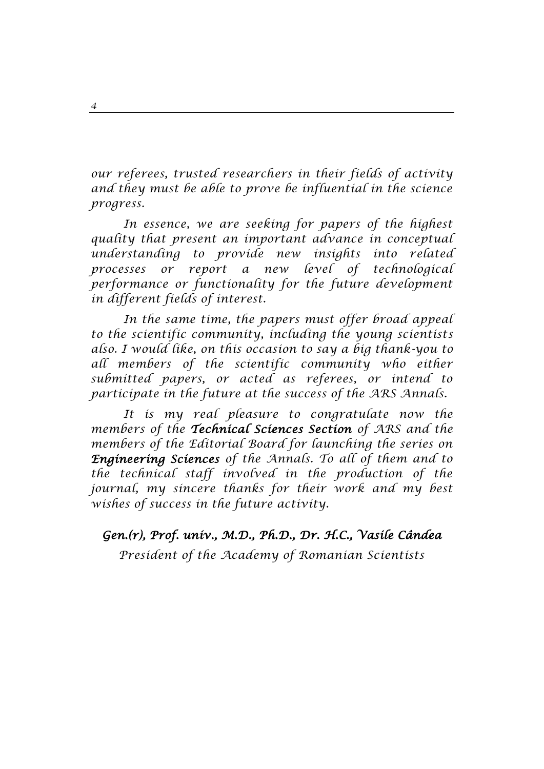*our referees, trusted researchers in their fields of activity and they must be able to prove be influential in the science progress.*

*In essence, we are seeking for papers of the highest quality that present an important advance in conceptual understanding to provide new insights into related processes or report a new level of technological performance or functionality for the future development in different fields of interest.*

*In the same time, the papers must offer broad appeal to the scientific community, including the young scientists also. I would like, on this occasion to say a big thank-you to all members of the scientific community who either submitted papers, or acted as referees, or intend to participate in the future at the success of the ARS Annals.*

*It is my real pleasure to congratulate now the members of the* ***Technical Sciences Section*** *of ARS and the members of the Editorial Board for launching the series on* ***Engineering Sciences*** *of the Annals. To all of them and to the technical staff involved in the production of the journal, my sincere thanks for their work and my best wishes of success in the future activity.*

***Gen.(r), Prof. univ., M.D., Ph.D., Dr. H.C., Vasile Cândea***

*President of the Academy of Romanian Scientists*